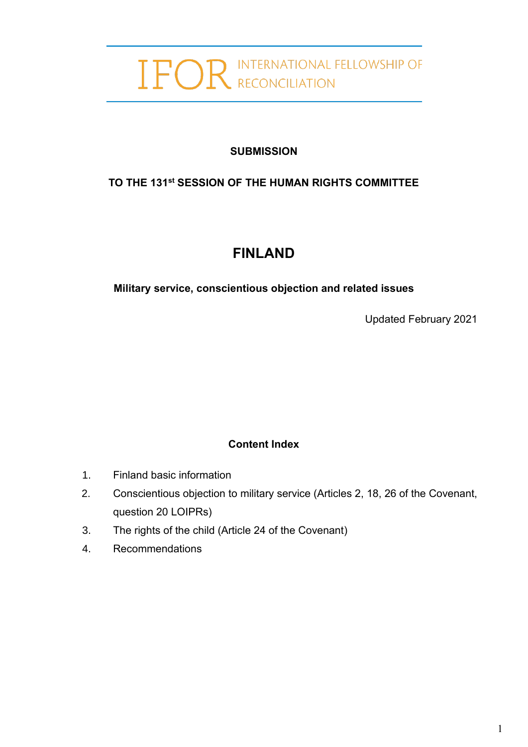IFOR INTERNATIONAL FELLOWSHIP OF RECONCILIATION

**SUBMISSION**

**TO THE 131st SESSION OF THE HUMAN RIGHTS COMMITTEE**

# FINLAND

**Military service, conscientious objection and related issues**

Updated February 2021

**Content Index**

1. Finland basic information
2. Conscientious objection to military service (Articles 2, 18, 26 of the Covenant, question 20 LOIPRs)
3. The rights of the child (Article 24 of the Covenant)
4. Recommendations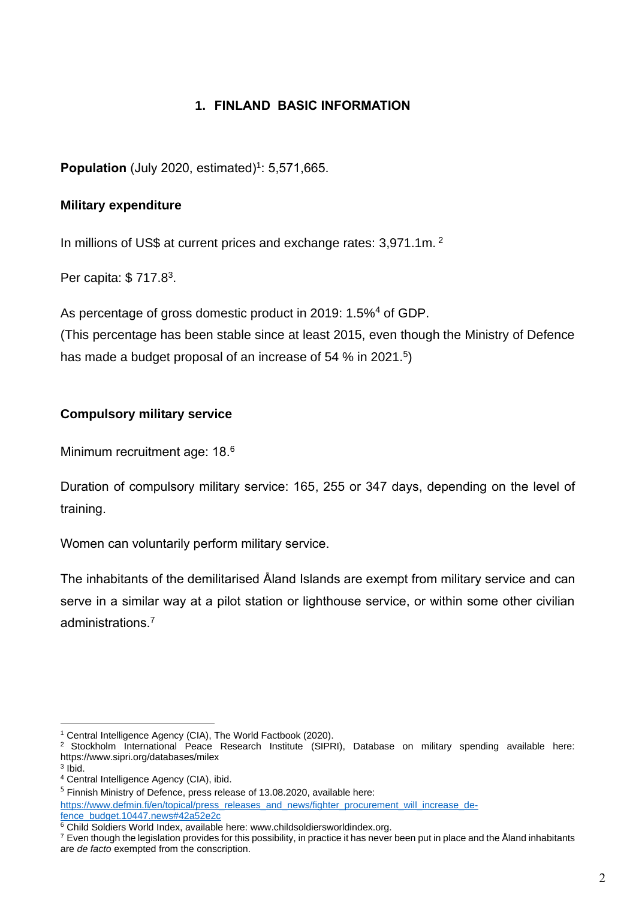## 1. FINLAND BASIC INFORMATION

**Population** (July 2020, estimated)[1]: 5,571,665.

**Military expenditure**

In millions of US$ at current prices and exchange rates: 3,971.1m. [2]

Per capita: $ 717.8[3].

As percentage of gross domestic product in 2019: 1.5%[4] of GDP.
(This percentage has been stable since at least 2015, even though the Ministry of Defence has made a budget proposal of an increase of 54 % in 2021.[5])

**Compulsory military service**

Minimum recruitment age: 18.[6]

Duration of compulsory military service: 165, 255 or 347 days, depending on the level of training.

Women can voluntarily perform military service.

The inhabitants of the demilitarised Åland Islands are exempt from military service and can serve in a similar way at a pilot station or lighthouse service, or within some other civilian administrations.[7]

---

[1] Central Intelligence Agency (CIA), The World Factbook (2020).

[2] Stockholm International Peace Research Institute (SIPRI), Database on military spending available here: https://www.sipri.org/databases/milex

[3] Ibid.

[4] Central Intelligence Agency (CIA), ibid.

[5] Finnish Ministry of Defence, press release of 13.08.2020, available here: https://www.defmin.fi/en/topical/press_releases_and_news/fighter_procurement_will_increase_defence_budget.10447.news#42a52e2c

[6] Child Soldiers World Index, available here: www.childsoldiersworldindex.org.

[7] Even though the legislation provides for this possibility, in practice it has never been put in place and the Åland inhabitants are *de facto* exempted from the conscription.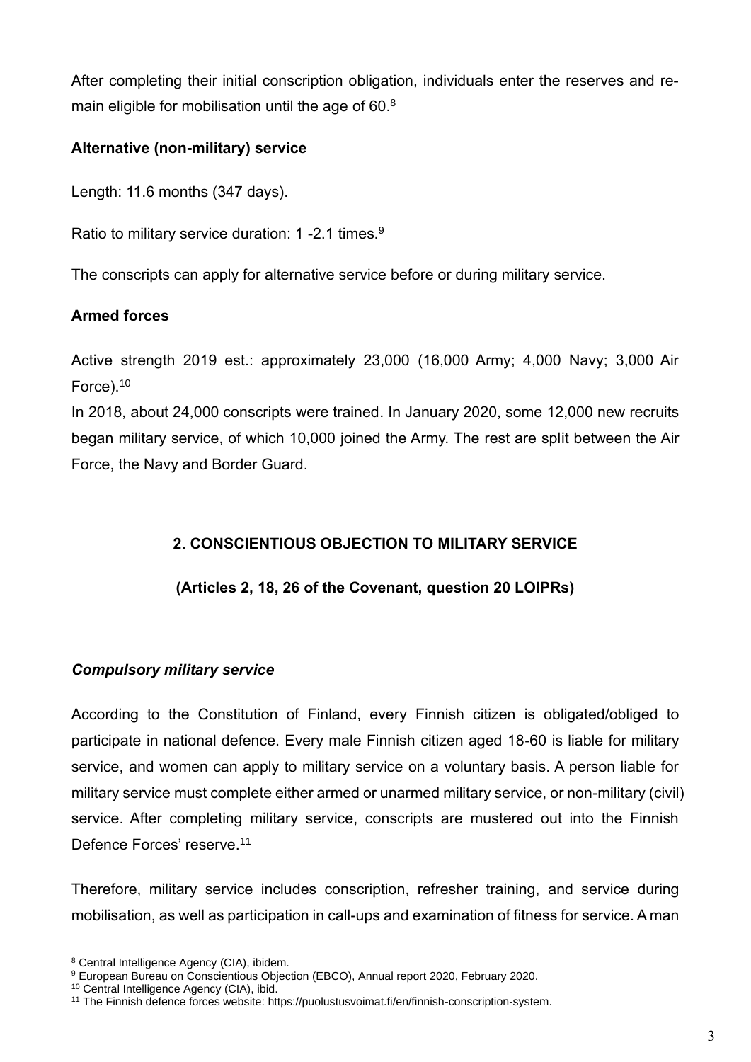After completing their initial conscription obligation, individuals enter the reserves and remain eligible for mobilisation until the age of 60.[8]

**Alternative (non-military) service**

Length: 11.6 months (347 days).

Ratio to military service duration: 1 -2.1 times.[9]

The conscripts can apply for alternative service before or during military service.

**Armed forces**

Active strength 2019 est.: approximately 23,000 (16,000 Army; 4,000 Navy; 3,000 Air Force).[10]

In 2018, about 24,000 conscripts were trained. In January 2020, some 12,000 new recruits began military service, of which 10,000 joined the Army. The rest are split between the Air Force, the Navy and Border Guard.

## 2. CONSCIENTIOUS OBJECTION TO MILITARY SERVICE

**(Articles 2, 18, 26 of the Covenant, question 20 LOIPRs)**

***Compulsory military service***

According to the Constitution of Finland, every Finnish citizen is obligated/obliged to participate in national defence. Every male Finnish citizen aged 18-60 is liable for military service, and women can apply to military service on a voluntary basis. A person liable for military service must complete either armed or unarmed military service, or non-military (civil) service. After completing military service, conscripts are mustered out into the Finnish Defence Forces' reserve.[11]

Therefore, military service includes conscription, refresher training, and service during mobilisation, as well as participation in call-ups and examination of fitness for service. A man

---

[8] Central Intelligence Agency (CIA), ibidem.
[9] European Bureau on Conscientious Objection (EBCO), Annual report 2020, February 2020.
[10] Central Intelligence Agency (CIA), ibid.
[11] The Finnish defence forces website: https://puolustusvoimat.fi/en/finnish-conscription-system.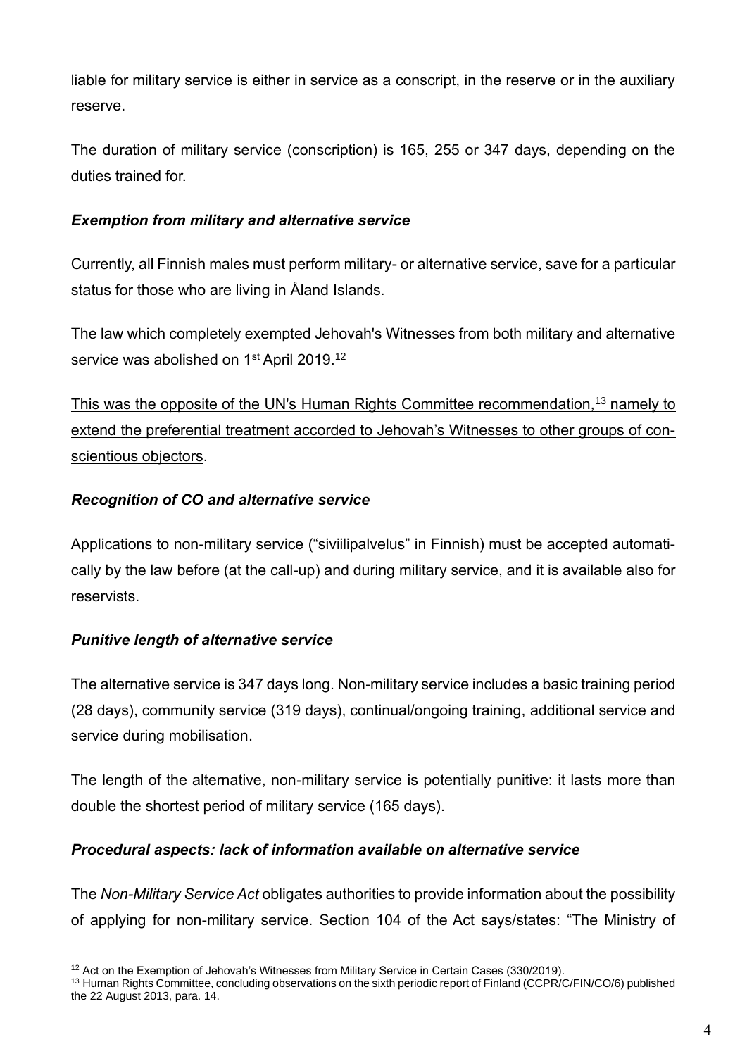liable for military service is either in service as a conscript, in the reserve or in the auxiliary reserve.

The duration of military service (conscription) is 165, 255 or 347 days, depending on the duties trained for.

### ***Exemption from military and alternative service***

Currently, all Finnish males must perform military- or alternative service, save for a particular status for those who are living in Åland Islands.

The law which completely exempted Jehovah's Witnesses from both military and alternative service was abolished on 1st April 2019.[12]

<u>This was the opposite of the UN's Human Rights Committee recommendation,[13] namely to extend the preferential treatment accorded to Jehovah's Witnesses to other groups of conscientious objectors</u>.

### ***Recognition of CO and alternative service***

Applications to non-military service ("siviilipalvelus" in Finnish) must be accepted automatically by the law before (at the call-up) and during military service, and it is available also for reservists.

### ***Punitive length of alternative service***

The alternative service is 347 days long. Non-military service includes a basic training period (28 days), community service (319 days), continual/ongoing training, additional service and service during mobilisation.

The length of the alternative, non-military service is potentially punitive: it lasts more than double the shortest period of military service (165 days).

### ***Procedural aspects: lack of information available on alternative service***

The *Non-Military Service Act* obligates authorities to provide information about the possibility of applying for non-military service. Section 104 of the Act says/states: "The Ministry of

---

[12] Act on the Exemption of Jehovah's Witnesses from Military Service in Certain Cases (330/2019).

[13] Human Rights Committee, concluding observations on the sixth periodic report of Finland (CCPR/C/FIN/CO/6) published the 22 August 2013, para. 14.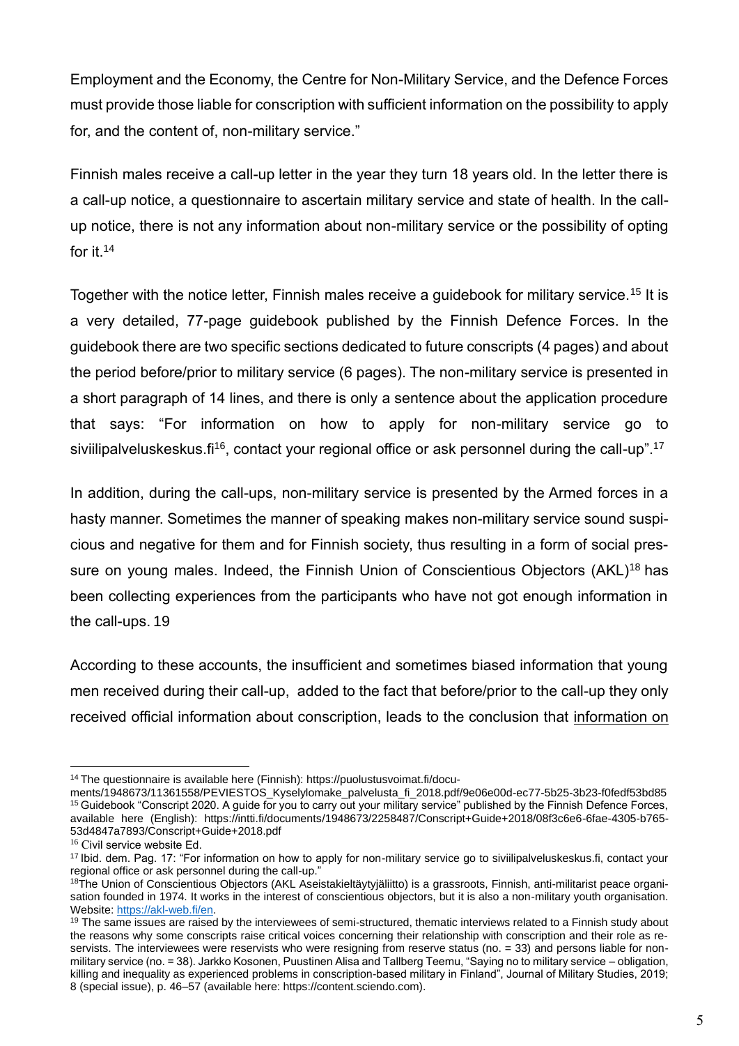Employment and the Economy, the Centre for Non-Military Service, and the Defence Forces must provide those liable for conscription with sufficient information on the possibility to apply for, and the content of, non-military service."

Finnish males receive a call-up letter in the year they turn 18 years old. In the letter there is a call-up notice, a questionnaire to ascertain military service and state of health. In the call-up notice, there is not any information about non-military service or the possibility of opting for it.[14]

Together with the notice letter, Finnish males receive a guidebook for military service.[15] It is a very detailed, 77-page guidebook published by the Finnish Defence Forces. In the guidebook there are two specific sections dedicated to future conscripts (4 pages) and about the period before/prior to military service (6 pages). The non-military service is presented in a short paragraph of 14 lines, and there is only a sentence about the application procedure that says: "For information on how to apply for non-military service go to siviilipalveluskeskus.fi[16], contact your regional office or ask personnel during the call-up".[17]

In addition, during the call-ups, non-military service is presented by the Armed forces in a hasty manner. Sometimes the manner of speaking makes non-military service sound suspicious and negative for them and for Finnish society, thus resulting in a form of social pressure on young males. Indeed, the Finnish Union of Conscientious Objectors (AKL)[18] has been collecting experiences from the participants who have not got enough information in the call-ups. 19

According to these accounts, the insufficient and sometimes biased information that young men received during their call-up, added to the fact that before/prior to the call-up they only received official information about conscription, leads to the conclusion that <u>information on</u>

---

[14] The questionnaire is available here (Finnish): https://puolustusvoimat.fi/documents/1948673/11361558/PEVIESTOS_Kyselylomake_palvelusta_fi_2018.pdf/9e06e00d-ec77-5b25-3b23-f0fedf53bd85

[15] Guidebook "Conscript 2020. A guide for you to carry out your military service" published by the Finnish Defence Forces, available here (English): https://intti.fi/documents/1948673/2258487/Conscript+Guide+2018/08f3c6e6-6fae-4305-b765-53d4847a7893/Conscript+Guide+2018.pdf

[16] Civil service website Ed.

[17] Ibid. dem. Pag. 17: "For information on how to apply for non-military service go to siviilipalveluskeskus.fi, contact your regional office or ask personnel during the call-up."

[18] The Union of Conscientious Objectors (AKL Aseistakieltäytyjäliitto) is a grassroots, Finnish, anti-militarist peace organisation founded in 1974. It works in the interest of conscientious objectors, but it is also a non-military youth organisation. Website: https://akl-web.fi/en.

[19] The same issues are raised by the interviewees of semi-structured, thematic interviews related to a Finnish study about the reasons why some conscripts raise critical voices concerning their relationship with conscription and their role as reservists. The interviewees were reservists who were resigning from reserve status (no. = 33) and persons liable for non-military service (no. = 38). Jarkko Kosonen, Puustinen Alisa and Tallberg Teemu, "Saying no to military service – obligation, killing and inequality as experienced problems in conscription-based military in Finland", Journal of Military Studies, 2019; 8 (special issue), p. 46–57 (available here: https://content.sciendo.com).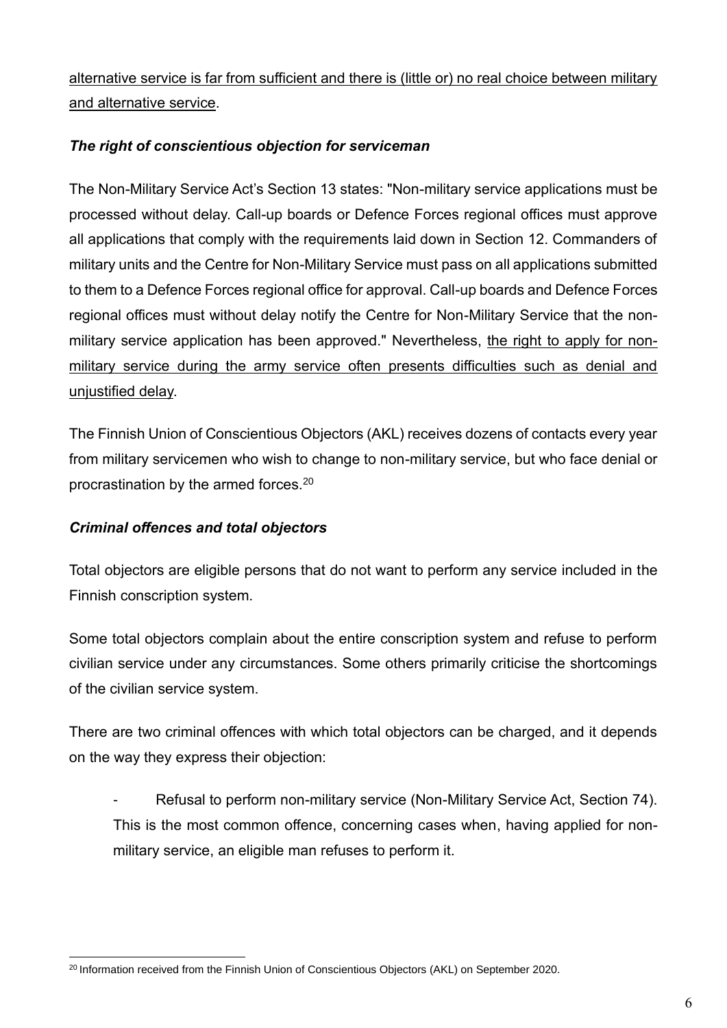alternative service is far from sufficient and there is (little or) no real choice between military and alternative service.

### *The right of conscientious objection for serviceman*

The Non-Military Service Act's Section 13 states: "Non-military service applications must be processed without delay. Call-up boards or Defence Forces regional offices must approve all applications that comply with the requirements laid down in Section 12. Commanders of military units and the Centre for Non-Military Service must pass on all applications submitted to them to a Defence Forces regional office for approval. Call-up boards and Defence Forces regional offices must without delay notify the Centre for Non-Military Service that the non-military service application has been approved." Nevertheless, the right to apply for non-military service during the army service often presents difficulties such as denial and unjustified delay.

The Finnish Union of Conscientious Objectors (AKL) receives dozens of contacts every year from military servicemen who wish to change to non-military service, but who face denial or procrastination by the armed forces.[20]

### *Criminal offences and total objectors*

Total objectors are eligible persons that do not want to perform any service included in the Finnish conscription system.

Some total objectors complain about the entire conscription system and refuse to perform civilian service under any circumstances. Some others primarily criticise the shortcomings of the civilian service system.

There are two criminal offences with which total objectors can be charged, and it depends on the way they express their objection:

- Refusal to perform non-military service (Non-Military Service Act, Section 74). This is the most common offence, concerning cases when, having applied for non-military service, an eligible man refuses to perform it.

[20] Information received from the Finnish Union of Conscientious Objectors (AKL) on September 2020.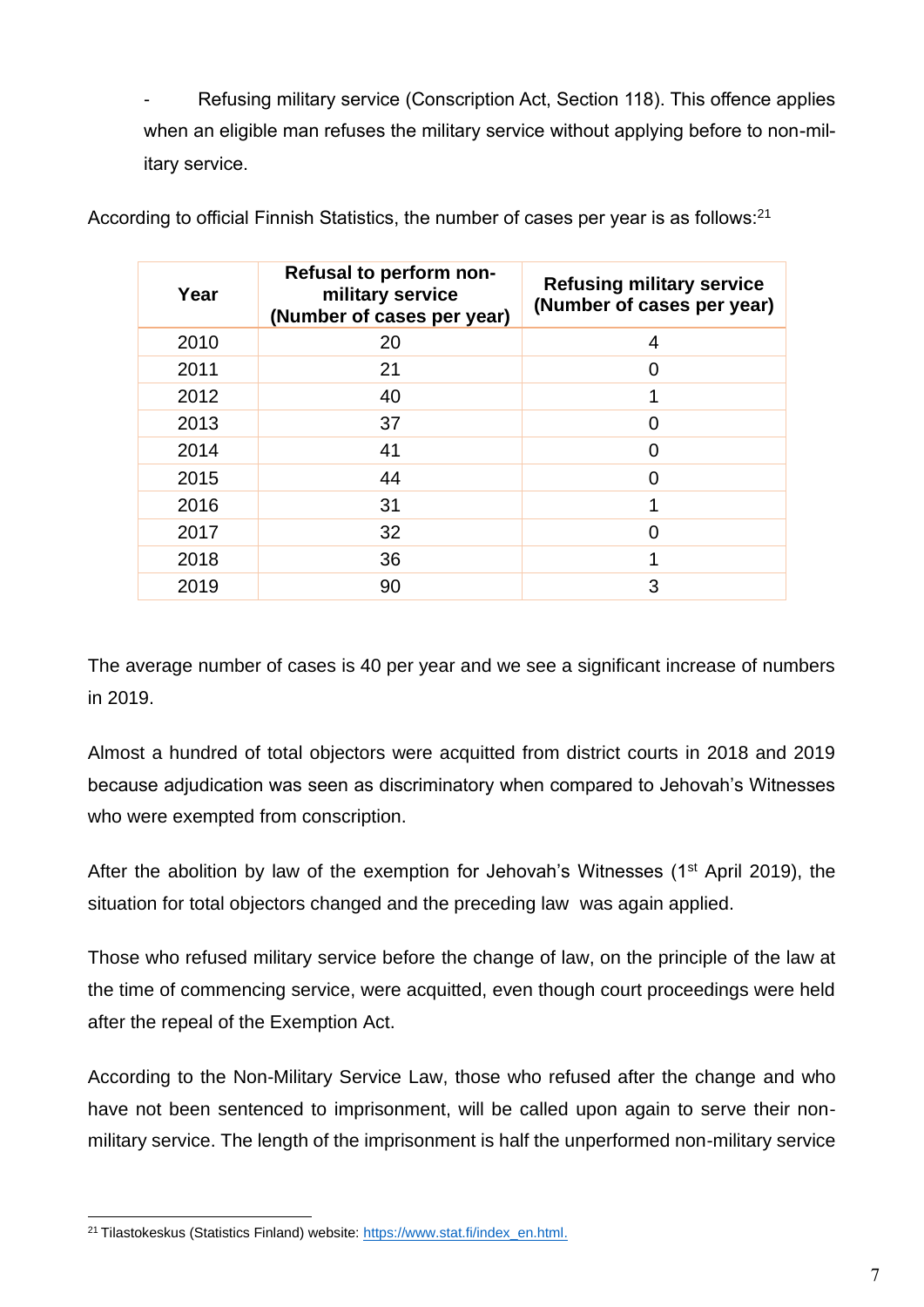- Refusing military service (Conscription Act, Section 118). This offence applies when an eligible man refuses the military service without applying before to non-military service.

According to official Finnish Statistics, the number of cases per year is as follows:[21]

| Year | Refusal to perform non-military service (Number of cases per year) | Refusing military service (Number of cases per year) |
|---|---|---|
| 2010 | 20 | 4 |
| 2011 | 21 | 0 |
| 2012 | 40 | 1 |
| 2013 | 37 | 0 |
| 2014 | 41 | 0 |
| 2015 | 44 | 0 |
| 2016 | 31 | 1 |
| 2017 | 32 | 0 |
| 2018 | 36 | 1 |
| 2019 | 90 | 3 |

The average number of cases is 40 per year and we see a significant increase of numbers in 2019.

Almost a hundred of total objectors were acquitted from district courts in 2018 and 2019 because adjudication was seen as discriminatory when compared to Jehovah's Witnesses who were exempted from conscription.

After the abolition by law of the exemption for Jehovah's Witnesses (1st April 2019), the situation for total objectors changed and the preceding law was again applied.

Those who refused military service before the change of law, on the principle of the law at the time of commencing service, were acquitted, even though court proceedings were held after the repeal of the Exemption Act.

According to the Non-Military Service Law, those who refused after the change and who have not been sentenced to imprisonment, will be called upon again to serve their non-military service. The length of the imprisonment is half the unperformed non-military service

[21] Tilastokeskus (Statistics Finland) website: https://www.stat.fi/index_en.html.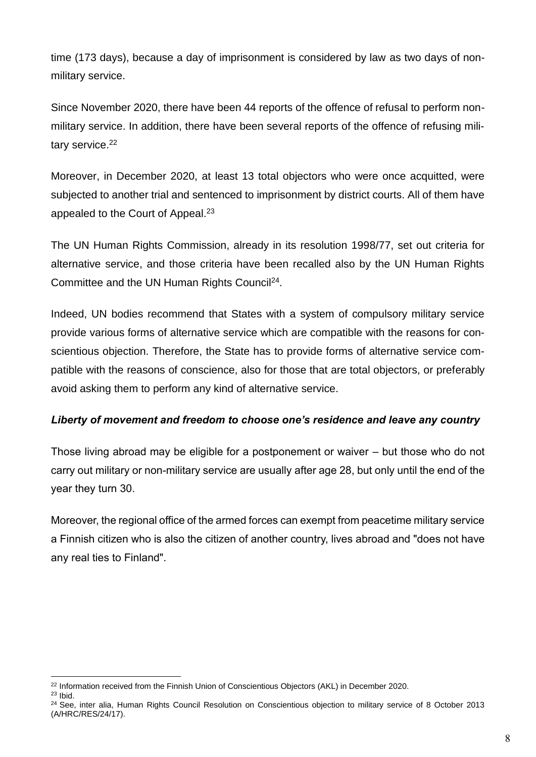time (173 days), because a day of imprisonment is considered by law as two days of non-military service.

Since November 2020, there have been 44 reports of the offence of refusal to perform non-military service. In addition, there have been several reports of the offence of refusing military service.[22]

Moreover, in December 2020, at least 13 total objectors who were once acquitted, were subjected to another trial and sentenced to imprisonment by district courts. All of them have appealed to the Court of Appeal.[23]

The UN Human Rights Commission, already in its resolution 1998/77, set out criteria for alternative service, and those criteria have been recalled also by the UN Human Rights Committee and the UN Human Rights Council[24].

Indeed, UN bodies recommend that States with a system of compulsory military service provide various forms of alternative service which are compatible with the reasons for conscientious objection. Therefore, the State has to provide forms of alternative service compatible with the reasons of conscience, also for those that are total objectors, or preferably avoid asking them to perform any kind of alternative service.

***Liberty of movement and freedom to choose one's residence and leave any country***

Those living abroad may be eligible for a postponement or waiver – but those who do not carry out military or non-military service are usually after age 28, but only until the end of the year they turn 30.

Moreover, the regional office of the armed forces can exempt from peacetime military service a Finnish citizen who is also the citizen of another country, lives abroad and "does not have any real ties to Finland".

---

[22] Information received from the Finnish Union of Conscientious Objectors (AKL) in December 2020.

[23] Ibid.

[24] See, inter alia, Human Rights Council Resolution on Conscientious objection to military service of 8 October 2013 (A/HRC/RES/24/17).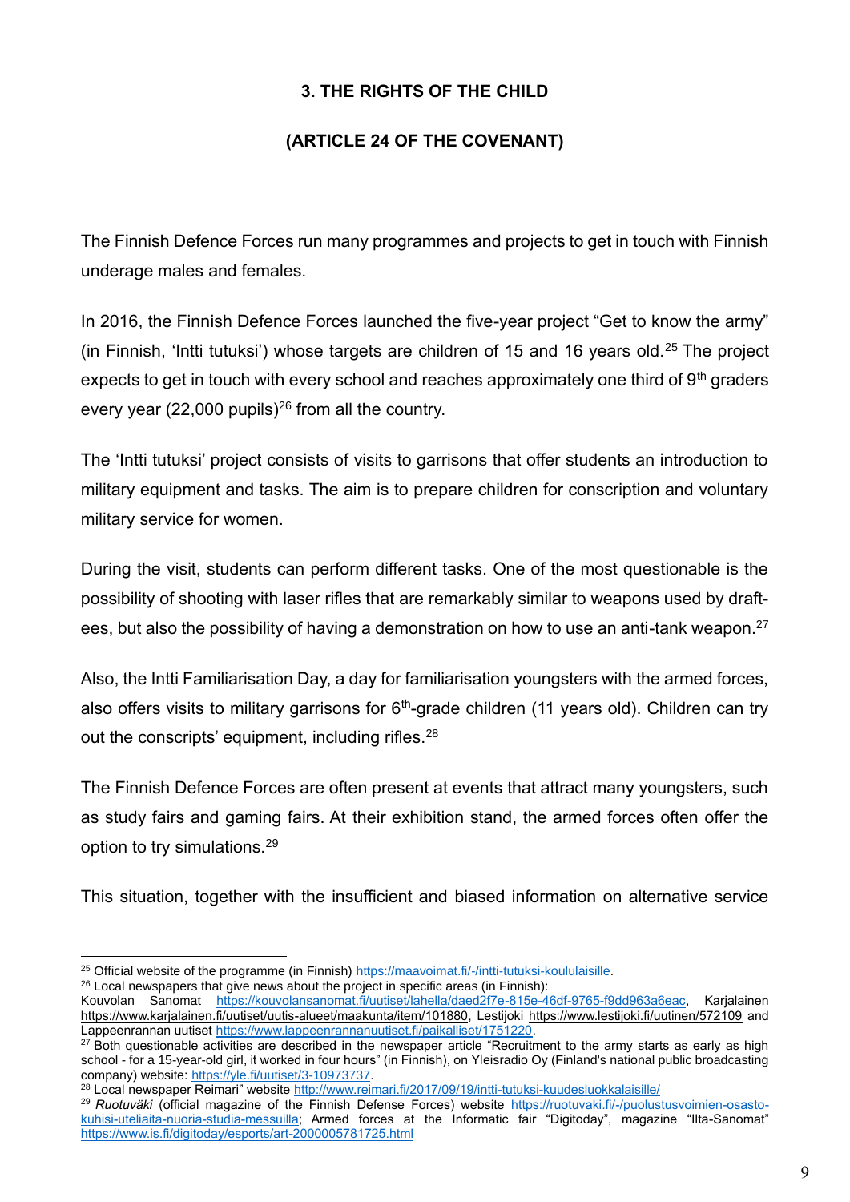## 3. THE RIGHTS OF THE CHILD

## (ARTICLE 24 OF THE COVENANT)

The Finnish Defence Forces run many programmes and projects to get in touch with Finnish underage males and females.

In 2016, the Finnish Defence Forces launched the five-year project “Get to know the army” (in Finnish, ‘Intti tutuksi’) whose targets are children of 15 and 16 years old.[25] The project expects to get in touch with every school and reaches approximately one third of 9th graders every year (22,000 pupils)[26] from all the country.

The ‘Intti tutuksi’ project consists of visits to garrisons that offer students an introduction to military equipment and tasks. The aim is to prepare children for conscription and voluntary military service for women.

During the visit, students can perform different tasks. One of the most questionable is the possibility of shooting with laser rifles that are remarkably similar to weapons used by draft-ees, but also the possibility of having a demonstration on how to use an anti-tank weapon.[27]

Also, the Intti Familiarisation Day, a day for familiarisation youngsters with the armed forces, also offers visits to military garrisons for 6th-grade children (11 years old). Children can try out the conscripts’ equipment, including rifles.[28]

The Finnish Defence Forces are often present at events that attract many youngsters, such as study fairs and gaming fairs. At their exhibition stand, the armed forces often offer the option to try simulations.[29]

This situation, together with the insufficient and biased information on alternative service

---

[25] Official website of the programme (in Finnish) https://maavoimat.fi/-/intti-tutuksi-koululaisille.

[26] Local newspapers that give news about the project in specific areas (in Finnish): Kouvolan Sanomat https://kouvolansanomat.fi/uutiset/lahella/daed2f7e-815e-46df-9765-f9dd963a6eac, Karjalainen https://www.karjalainen.fi/uutiset/uutis-alueet/maakunta/item/101880, Lestijoki https://www.lestijoki.fi/uutinen/572109 and Lappeenrannan uutiset https://www.lappeenrannanuutiset.fi/paikalliset/1751220.

[27] Both questionable activities are described in the newspaper article “Recruitment to the army starts as early as high school - for a 15-year-old girl, it worked in four hours” (in Finnish), on Yleisradio Oy (Finland's national public broadcasting company) website: https://yle.fi/uutiset/3-10973737.

[28] Local newspaper Reimari” website http://www.reimari.fi/2017/09/19/intti-tutuksi-kuudesluokkalaisille/

[29] *Ruotuväki* (official magazine of the Finnish Defense Forces) website https://ruotuvaki.fi/-/puolustusvoimien-osasto-kuhisi-uteliaita-nuoria-studia-messuilla; Armed forces at the Informatic fair “Digitoday”, magazine “Ilta-Sanomat” https://www.is.fi/digitoday/esports/art-2000005781725.html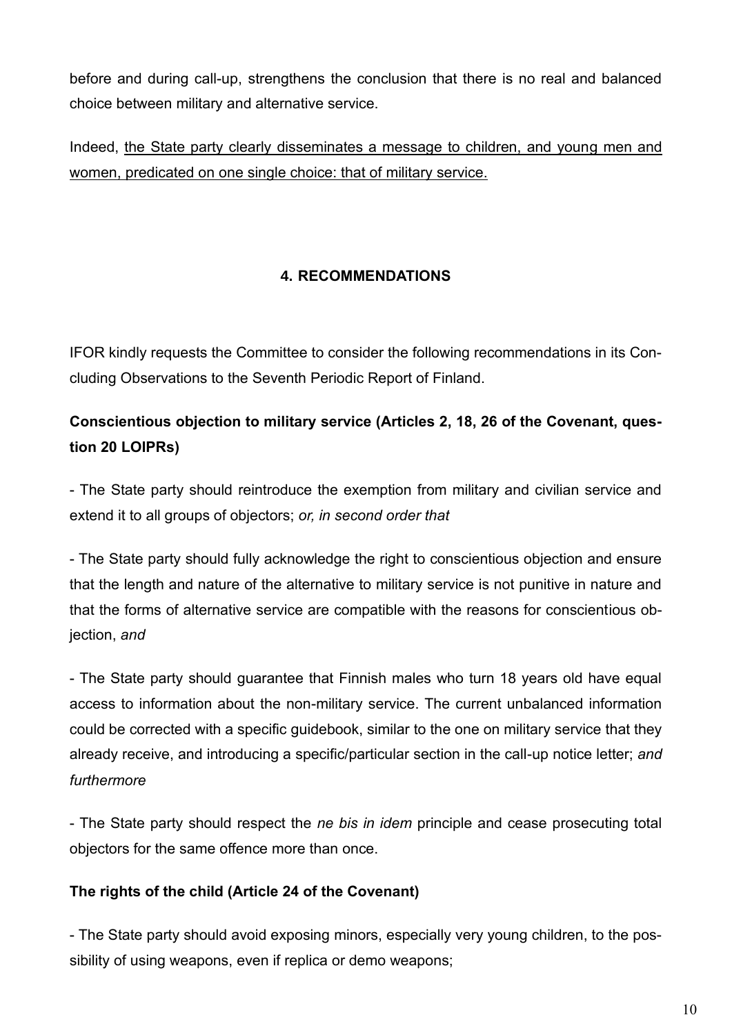before and during call-up, strengthens the conclusion that there is no real and balanced choice between military and alternative service.

Indeed, <u>the State party clearly disseminates a message to children, and young men and women, predicated on one single choice: that of military service.</u>

## 4. RECOMMENDATIONS

IFOR kindly requests the Committee to consider the following recommendations in its Concluding Observations to the Seventh Periodic Report of Finland.

**Conscientious objection to military service (Articles 2, 18, 26 of the Covenant, question 20 LOIPRs)**

- The State party should reintroduce the exemption from military and civilian service and extend it to all groups of objectors; *or, in second order that*

- The State party should fully acknowledge the right to conscientious objection and ensure that the length and nature of the alternative to military service is not punitive in nature and that the forms of alternative service are compatible with the reasons for conscientious objection, *and*

- The State party should guarantee that Finnish males who turn 18 years old have equal access to information about the non-military service. The current unbalanced information could be corrected with a specific guidebook, similar to the one on military service that they already receive, and introducing a specific/particular section in the call-up notice letter; *and furthermore*

- The State party should respect the *ne bis in idem* principle and cease prosecuting total objectors for the same offence more than once.

**The rights of the child (Article 24 of the Covenant)**

- The State party should avoid exposing minors, especially very young children, to the possibility of using weapons, even if replica or demo weapons;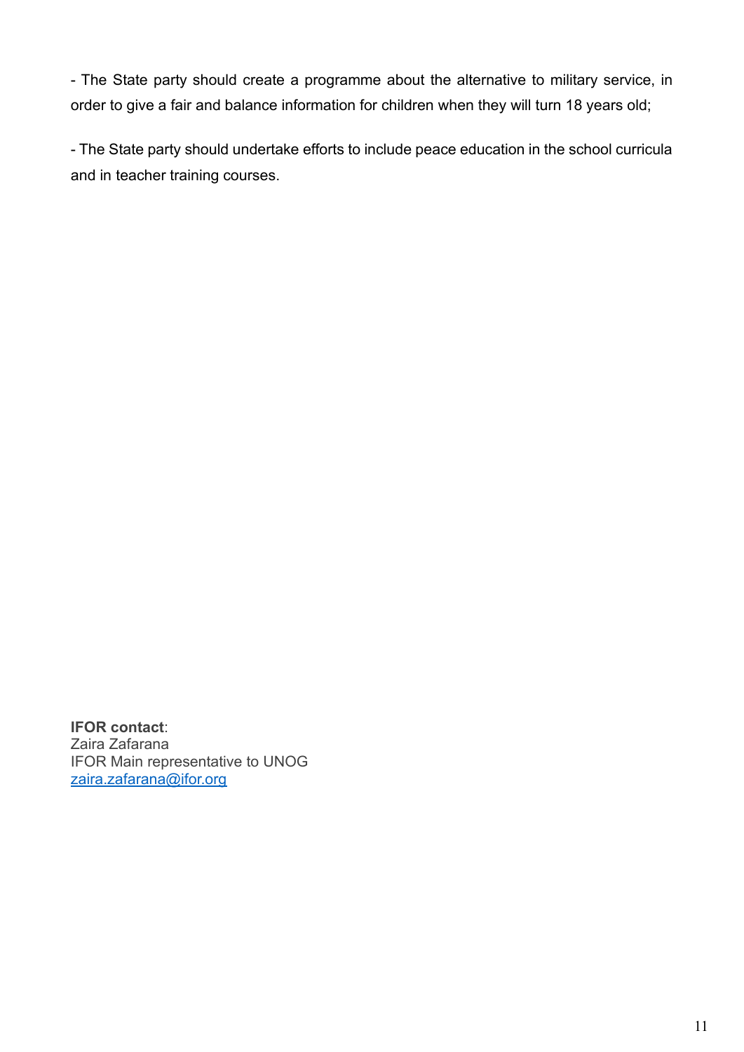- The State party should create a programme about the alternative to military service, in order to give a fair and balance information for children when they will turn 18 years old;

- The State party should undertake efforts to include peace education in the school curricula and in teacher training courses.

**IFOR contact**:
Zaira Zafarana
IFOR Main representative to UNOG
zaira.zafarana@ifor.org